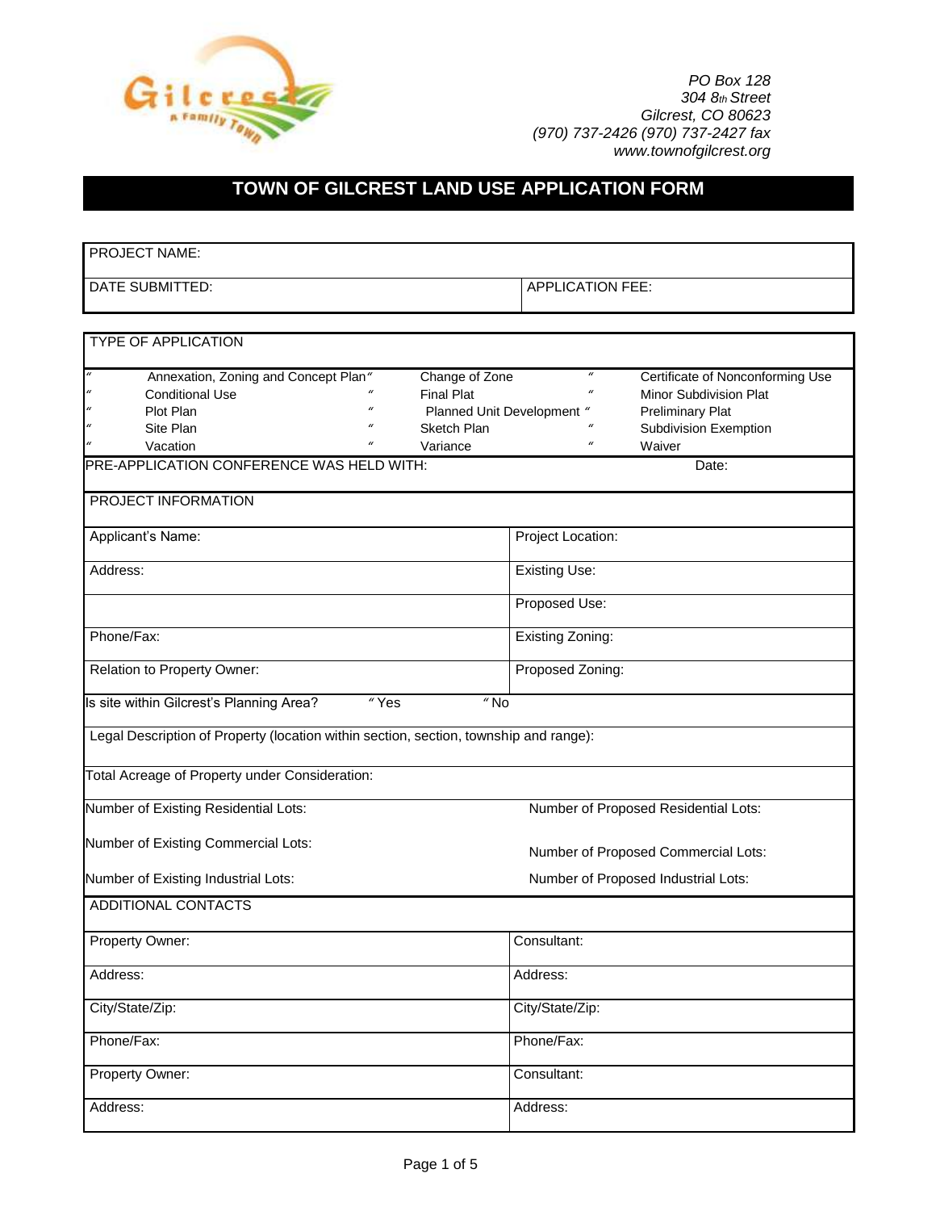PO Box 128
304 8th Street
Gilcrest, CO 80623
(970) 737-2426 (970) 737-2427 fax
www.townofgilcrest.org

# TOWN OF GILCREST LAND USE APPLICATION FORM

| | |
|---|---|
| PROJECT NAME: | |
| DATE SUBMITTED: | APPLICATION FEE: |

**TYPE OF APPLICATION**

| | | |
|---|---|---|
| " Annexation, Zoning and Concept Plan | " Change of Zone | " Certificate of Nonconforming Use |
| " Conditional Use | " Final Plat | " Minor Subdivision Plat |
| " Plot Plan | " Planned Unit Development | " Preliminary Plat |
| " Site Plan | " Sketch Plan | " Subdivision Exemption |
| " Vacation | " Variance | " Waiver |

PRE-APPLICATION CONFERENCE WAS HELD WITH: Date:

**PROJECT INFORMATION**

| | |
|---|---|
| Applicant's Name: | Project Location: |
| Address: | Existing Use: |
| | Proposed Use: |
| Phone/Fax: | Existing Zoning: |
| Relation to Property Owner: | Proposed Zoning: |

Is site within Gilcrest's Planning Area? " Yes " No

Legal Description of Property (location within section, section, township and range):

Total Acreage of Property under Consideration:

| | |
|---|---|
| Number of Existing Residential Lots: | Number of Proposed Residential Lots: |
| Number of Existing Commercial Lots: | Number of Proposed Commercial Lots: |
| Number of Existing Industrial Lots: | Number of Proposed Industrial Lots: |

**ADDITIONAL CONTACTS**

| | |
|---|---|
| Property Owner: | Consultant: |
| Address: | Address: |
| City/State/Zip: | City/State/Zip: |
| Phone/Fax: | Phone/Fax: |
| Property Owner: | Consultant: |
| Address: | Address: |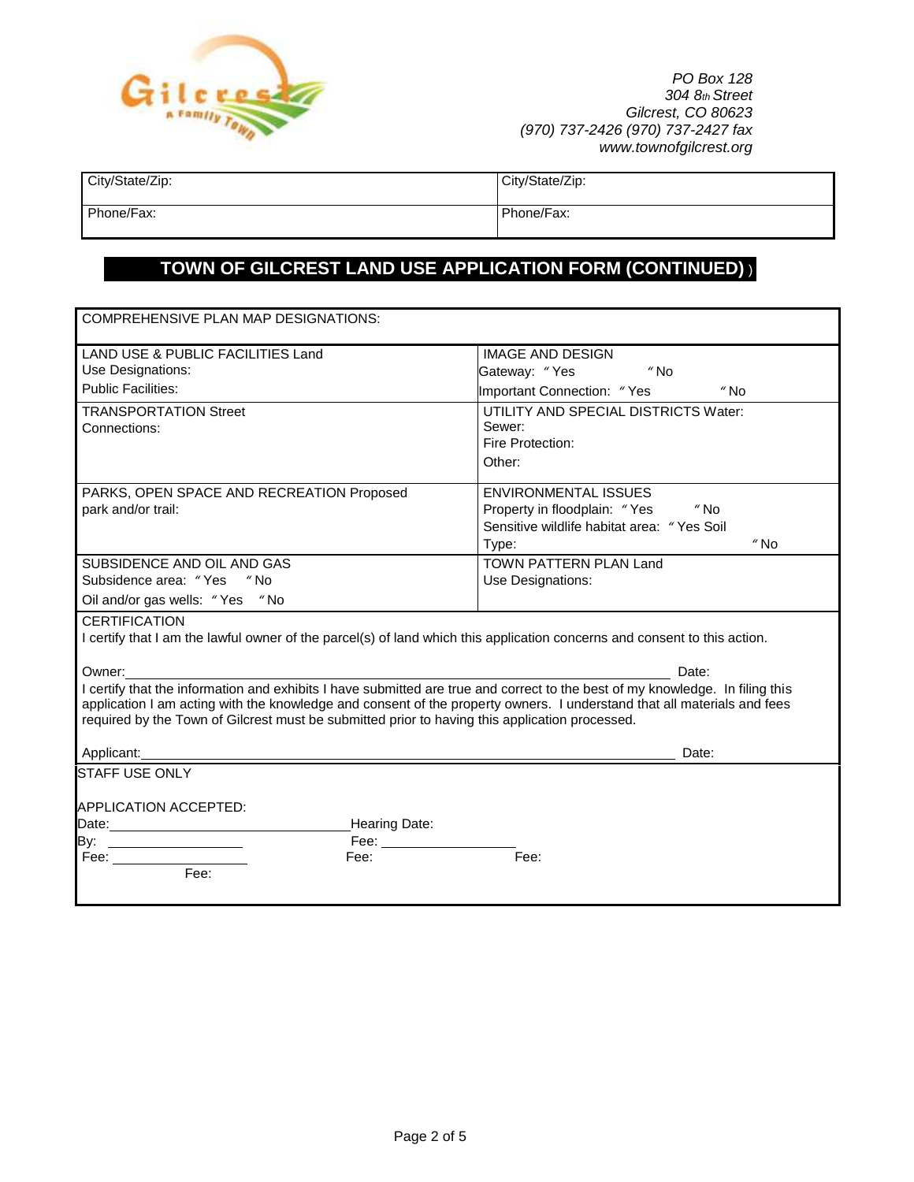PO Box 128
304 8th Street
Gilcrest, CO 80623
(970) 737-2426 (970) 737-2427 fax
www.townofgilcrest.org

| | |
|---|---|
| City/State/Zip: | City/State/Zip: |
| Phone/Fax: | Phone/Fax: |

## TOWN OF GILCREST LAND USE APPLICATION FORM (CONTINUED) )

| | |
|---|---|
| COMPREHENSIVE PLAN MAP DESIGNATIONS: | |
| LAND USE & PUBLIC FACILITIES Land Use Designations:<br>Public Facilities: | IMAGE AND DESIGN<br>Gateway: ″ Yes ″ No<br>Important Connection: ″ Yes ″ No |
| TRANSPORTATION Street Connections: | UTILITY AND SPECIAL DISTRICTS Water:<br>Sewer:<br>Fire Protection:<br>Other: |
| PARKS, OPEN SPACE AND RECREATION Proposed park and/or trail: | ENVIRONMENTAL ISSUES<br>Property in floodplain: ″ Yes ″ No<br>Sensitive wildlife habitat area: ″ Yes Soil Type: ″ No |
| SUBSIDENCE AND OIL AND GAS<br>Subsidence area: ″ Yes ″ No<br>Oil and/or gas wells: ″ Yes ″ No | TOWN PATTERN PLAN Land Use Designations: |

CERTIFICATION

I certify that I am the lawful owner of the parcel(s) of land which this application concerns and consent to this action.

Owner:\_\_\_\_\_\_\_\_\_\_\_\_\_\_\_\_\_\_\_\_\_\_\_\_\_\_\_\_\_\_\_\_\_\_\_\_\_\_\_\_\_\_\_\_\_\_\_\_\_\_\_\_ Date:

I certify that the information and exhibits I have submitted are true and correct to the best of my knowledge. In filing this application I am acting with the knowledge and consent of the property owners. I understand that all materials and fees required by the Town of Gilcrest must be submitted prior to having this application processed.

Applicant:\_\_\_\_\_\_\_\_\_\_\_\_\_\_\_\_\_\_\_\_\_\_\_\_\_\_\_\_\_\_\_\_\_\_\_\_\_\_\_\_\_\_\_\_\_\_\_\_\_\_\_\_ Date:

STAFF USE ONLY

APPLICATION ACCEPTED:

Date:\_\_\_\_\_\_\_\_\_\_\_\_\_\_\_\_\_\_\_\_ Hearing Date:

By: \_\_\_\_\_\_\_\_\_\_\_\_\_\_\_\_ Fee: \_\_\_\_\_\_\_\_\_\_\_\_\_\_\_\_

Fee: \_\_\_\_\_\_\_\_\_\_\_\_\_\_\_\_ Fee: Fee:

Fee: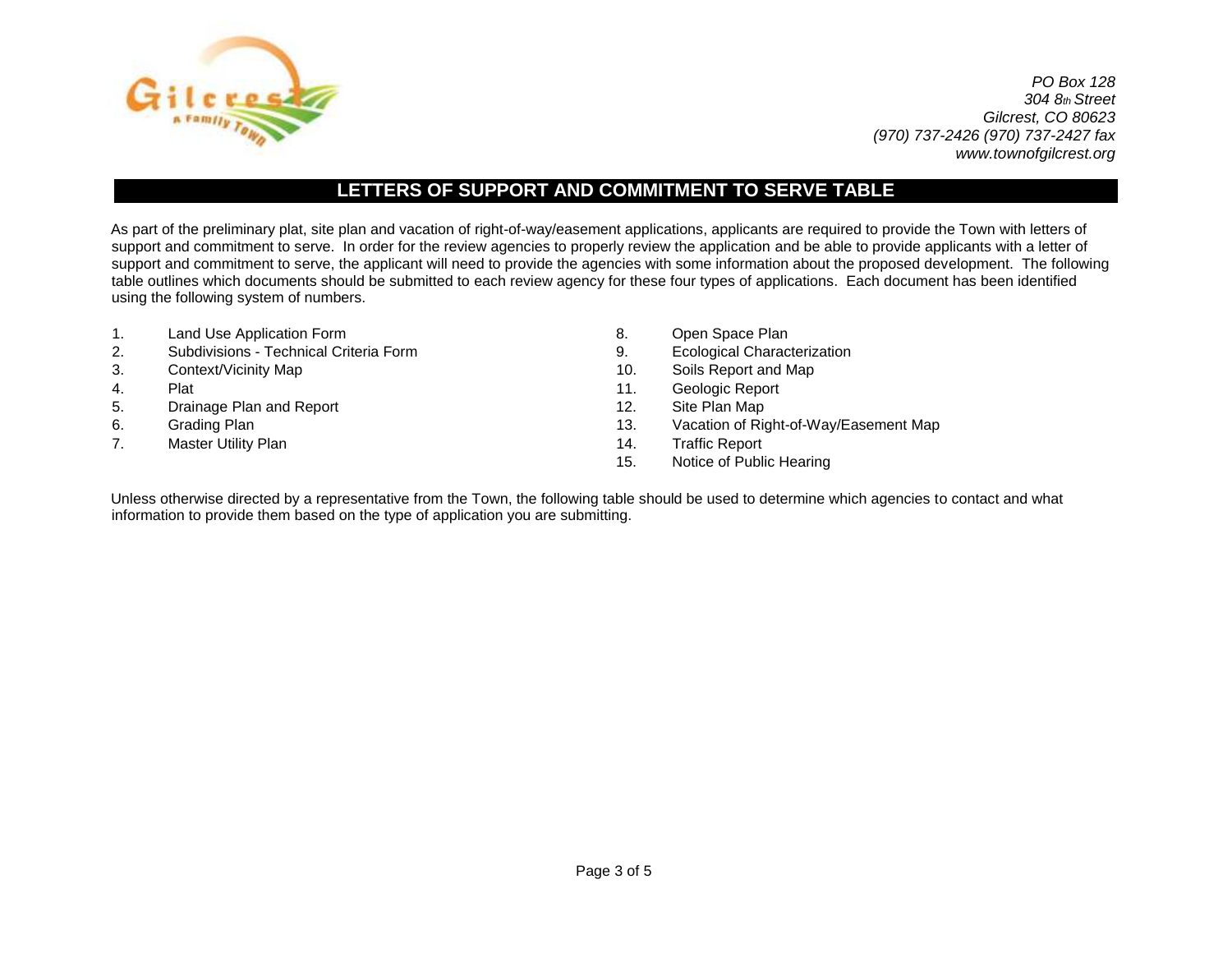PO Box 128
304 8th Street
Gilcrest, CO 80623
(970) 737-2426 (970) 737-2427 fax
www.townofgilcrest.org

## LETTERS OF SUPPORT AND COMMITMENT TO SERVE TABLE

As part of the preliminary plat, site plan and vacation of right-of-way/easement applications, applicants are required to provide the Town with letters of support and commitment to serve. In order for the review agencies to properly review the application and be able to provide applicants with a letter of support and commitment to serve, the applicant will need to provide the agencies with some information about the proposed development. The following table outlines which documents should be submitted to each review agency for these four types of applications. Each document has been identified using the following system of numbers.

1. Land Use Application Form
2. Subdivisions - Technical Criteria Form
3. Context/Vicinity Map
4. Plat
5. Drainage Plan and Report
6. Grading Plan
7. Master Utility Plan
8. Open Space Plan
9. Ecological Characterization
10. Soils Report and Map
11. Geologic Report
12. Site Plan Map
13. Vacation of Right-of-Way/Easement Map
14. Traffic Report
15. Notice of Public Hearing

Unless otherwise directed by a representative from the Town, the following table should be used to determine which agencies to contact and what information to provide them based on the type of application you are submitting.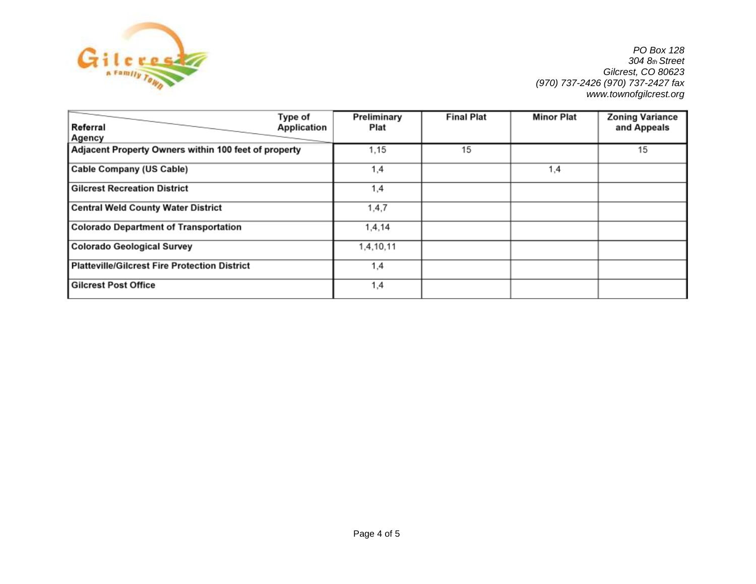PO Box 128
304 8th Street
Gilcrest, CO 80623
(970) 737-2426 (970) 737-2427 fax
www.townofgilcrest.org

| Referral Agency / Type of Application | Preliminary Plat | Final Plat | Minor Plat | Zoning Variance and Appeals |
|---|---|---|---|---|
| **Adjacent Property Owners within 100 feet of property** | 1,15 | 15 | | 15 |
| **Cable Company (US Cable)** | 1,4 | | 1,4 | |
| **Gilcrest Recreation District** | 1,4 | | | |
| **Central Weld County Water District** | 1,4,7 | | | |
| **Colorado Department of Transportation** | 1,4,14 | | | |
| **Colorado Geological Survey** | 1,4,10,11 | | | |
| **Platteville/Gilcrest Fire Protection District** | 1,4 | | | |
| **Gilcrest Post Office** | 1,4 | | | |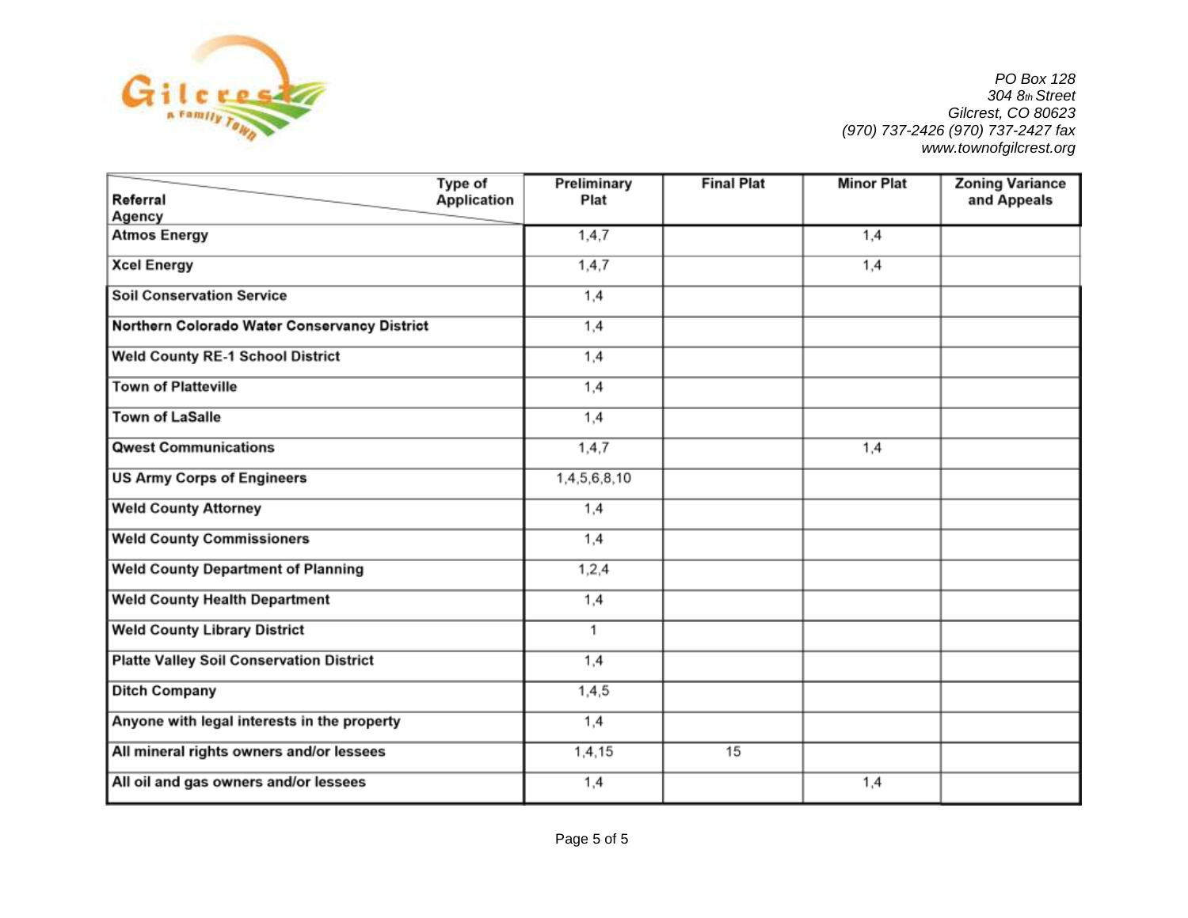PO Box 128
304 8th Street
Gilcrest, CO 80623
(970) 737-2426 (970) 737-2427 fax
www.townofgilcrest.org

| Referral Agency / Type of Application | Preliminary Plat | Final Plat | Minor Plat | Zoning Variance and Appeals |
|---|---|---|---|---|
| **Atmos Energy** | 1,4,7 | | 1,4 | |
| **Xcel Energy** | 1,4,7 | | 1,4 | |
| **Soil Conservation Service** | 1,4 | | | |
| **Northern Colorado Water Conservancy District** | 1,4 | | | |
| **Weld County RE-1 School District** | 1,4 | | | |
| **Town of Platteville** | 1,4 | | | |
| **Town of LaSalle** | 1,4 | | | |
| **Qwest Communications** | 1,4,7 | | 1,4 | |
| **US Army Corps of Engineers** | 1,4,5,6,8,10 | | | |
| **Weld County Attorney** | 1,4 | | | |
| **Weld County Commissioners** | 1,4 | | | |
| **Weld County Department of Planning** | 1,2,4 | | | |
| **Weld County Health Department** | 1,4 | | | |
| **Weld County Library District** | 1 | | | |
| **Platte Valley Soil Conservation District** | 1,4 | | | |
| **Ditch Company** | 1,4,5 | | | |
| **Anyone with legal interests in the property** | 1,4 | | | |
| **All mineral rights owners and/or lessees** | 1,4,15 | 15 | | |
| **All oil and gas owners and/or lessees** | 1,4 | | 1,4 | |